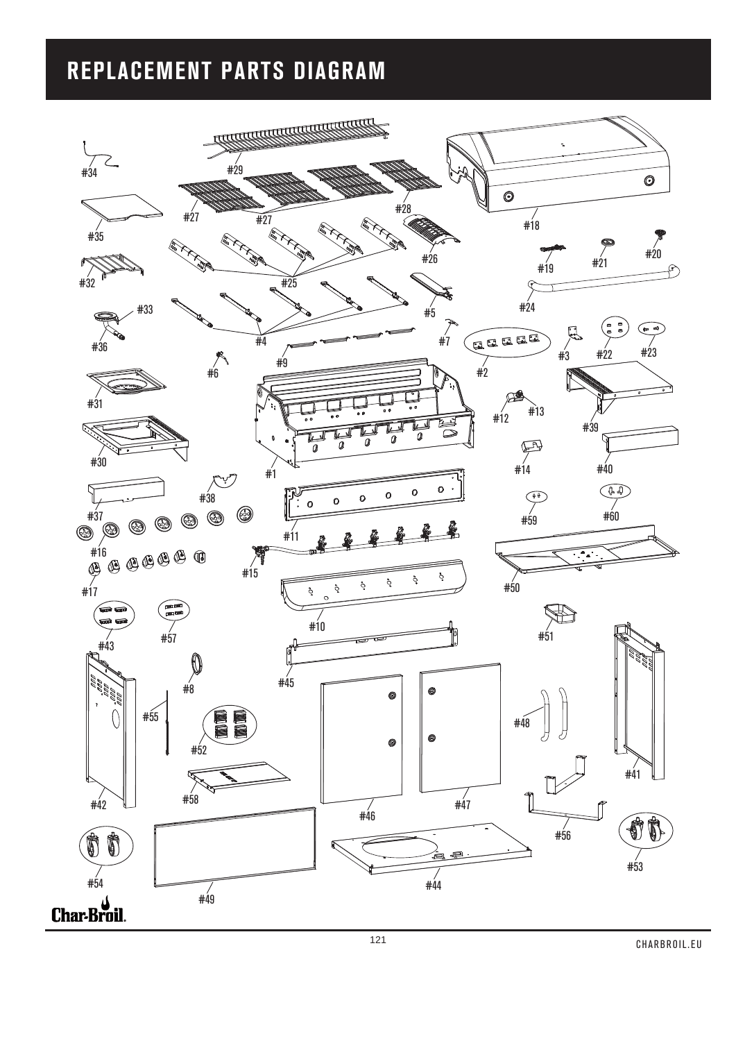# REPLACEMENT PARTS DIAGRAM

#34 #29 #18 #35 #27 #27 #28 #26 #19 #21 #20 #32 #25 #24 #33 #5 #36 #4 #7 #3 #22 #23 #9 #6 #2 #31 #12 #13 #39 #30 #14 #40 #1 #38 #37 #59 #60 #11 #16 #15 #50 #17 #10 #43 #57 #51 #45 #8 #55 #48 #52 #41 #42 #58 #46 #47 #56 #53 #54 #44 #49

Char-Broil

CHARBROIL.EU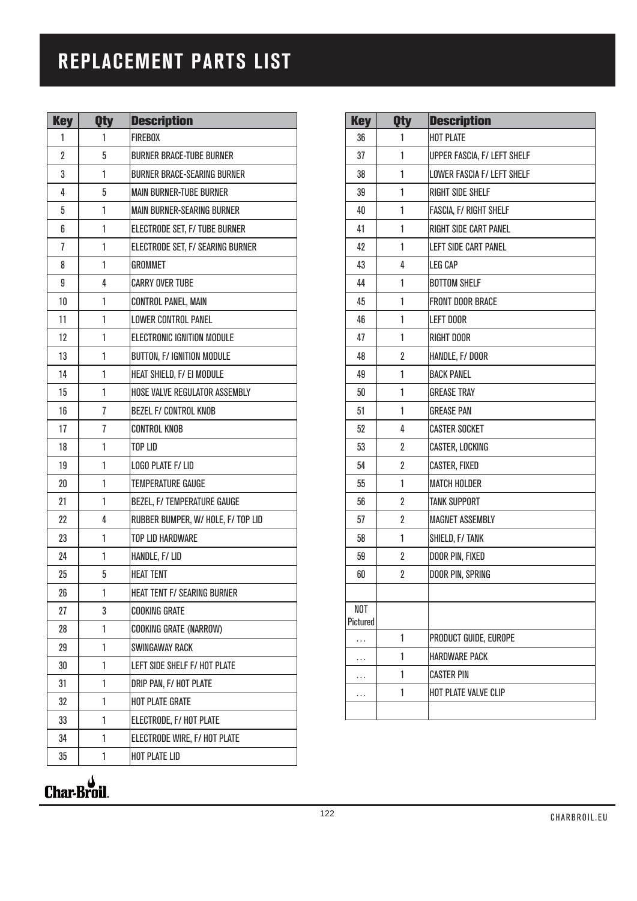# REPLACEMENT PARTS LIST

| Key | Qty | Description |
|---|---|---|
| 1 | 1 | FIREBOX |
| 2 | 5 | BURNER BRACE-TUBE BURNER |
| 3 | 1 | BURNER BRACE-SEARING BURNER |
| 4 | 5 | MAIN BURNER-TUBE BURNER |
| 5 | 1 | MAIN BURNER-SEARING BURNER |
| 6 | 1 | ELECTRODE SET, F/ TUBE BURNER |
| 7 | 1 | ELECTRODE SET, F/ SEARING BURNER |
| 8 | 1 | GROMMET |
| 9 | 4 | CARRY OVER TUBE |
| 10 | 1 | CONTROL PANEL, MAIN |
| 11 | 1 | LOWER CONTROL PANEL |
| 12 | 1 | ELECTRONIC IGNITION MODULE |
| 13 | 1 | BUTTON, F/ IGNITION MODULE |
| 14 | 1 | HEAT SHIELD, F/ EI MODULE |
| 15 | 1 | HOSE VALVE REGULATOR ASSEMBLY |
| 16 | 7 | BEZEL F/ CONTROL KNOB |
| 17 | 7 | CONTROL KNOB |
| 18 | 1 | TOP LID |
| 19 | 1 | LOGO PLATE F/ LID |
| 20 | 1 | TEMPERATURE GAUGE |
| 21 | 1 | BEZEL, F/ TEMPERATURE GAUGE |
| 22 | 4 | RUBBER BUMPER, W/ HOLE, F/ TOP LID |
| 23 | 1 | TOP LID HARDWARE |
| 24 | 1 | HANDLE, F/ LID |
| 25 | 5 | HEAT TENT |
| 26 | 1 | HEAT TENT F/ SEARING BURNER |
| 27 | 3 | COOKING GRATE |
| 28 | 1 | COOKING GRATE (NARROW) |
| 29 | 1 | SWINGAWAY RACK |
| 30 | 1 | LEFT SIDE SHELF F/ HOT PLATE |
| 31 | 1 | DRIP PAN, F/ HOT PLATE |
| 32 | 1 | HOT PLATE GRATE |
| 33 | 1 | ELECTRODE, F/ HOT PLATE |
| 34 | 1 | ELECTRODE WIRE, F/ HOT PLATE |
| 35 | 1 | HOT PLATE LID |

| Key | Qty | Description |
|---|---|---|
| 36 | 1 | HOT PLATE |
| 37 | 1 | UPPER FASCIA, F/ LEFT SHELF |
| 38 | 1 | LOWER FASCIA F/ LEFT SHELF |
| 39 | 1 | RIGHT SIDE SHELF |
| 40 | 1 | FASCIA, F/ RIGHT SHELF |
| 41 | 1 | RIGHT SIDE CART PANEL |
| 42 | 1 | LEFT SIDE CART PANEL |
| 43 | 4 | LEG CAP |
| 44 | 1 | BOTTOM SHELF |
| 45 | 1 | FRONT DOOR BRACE |
| 46 | 1 | LEFT DOOR |
| 47 | 1 | RIGHT DOOR |
| 48 | 2 | HANDLE, F/ DOOR |
| 49 | 1 | BACK PANEL |
| 50 | 1 | GREASE TRAY |
| 51 | 1 | GREASE PAN |
| 52 | 4 | CASTER SOCKET |
| 53 | 2 | CASTER, LOCKING |
| 54 | 2 | CASTER, FIXED |
| 55 | 1 | MATCH HOLDER |
| 56 | 2 | TANK SUPPORT |
| 57 | 2 | MAGNET ASSEMBLY |
| 58 | 1 | SHIELD, F/ TANK |
| 59 | 2 | DOOR PIN, FIXED |
| 60 | 2 | DOOR PIN, SPRING |
| | | |
| NOT Pictured | | |
| ... | 1 | PRODUCT GUIDE, EUROPE |
| ... | 1 | HARDWARE PACK |
| ... | 1 | CASTER PIN |
| ... | 1 | HOT PLATE VALVE CLIP |
| | | |

Char-Broil.

CHARBROIL.EU